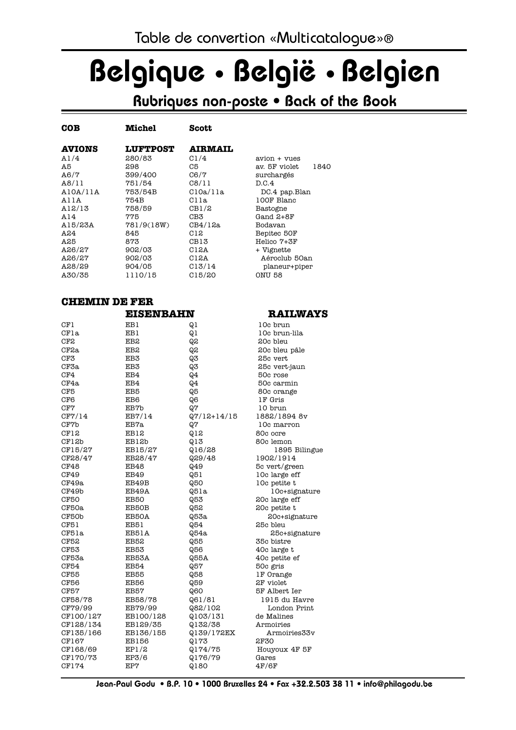Table de convertion «Multicatalogue»®

# Belgique • België • Belgien

## Rubriques non-poste • Back of the Book

| COB | Michel | Scott | |
|---|---|---|---|
| **AVIONS** | **LUFTPOST** | **AIRMAIL** | |
| A1/4 | 280/83 | C1/4 | avion + vues |
| A5 | 298 | C5 | av. 5F violet 1840 |
| A6/7 | 399/400 | C6/7 | surchargés |
| A8/11 | 751/54 | C8/11 | D.C.4 |
| A10A/11A | 753/54B | C10a/11a | DC.4 pap.Blan |
| A11A | 754B | C11a | 100F Blanc |
| A12/13 | 758/59 | CB1/2 | Bastogne |
| A14 | 775 | CB3 | Gand 2+8F |
| A15/23A | 781/9(18W) | CB4/12a | Bodavan |
| A24 | 845 | C12 | Bepitec 50F |
| A25 | 873 | CB13 | Helico 7+3F |
| A26/27 | 902/03 | C12A | + Vignette |
| A26/27 | 902/03 | C12A | Aéroclub 50an |
| A28/29 | 904/05 | C13/14 | planeur+piper |
| A30/35 | 1110/15 | C15/20 | ONU 58 |

| **CHEMIN DE FER** | **EISENBAHN** | | **RAILWAYS** |
|---|---|---|---|
| CF1 | EB1 | Q1 | 10c brun |
| CF1a | EB1 | Q1 | 10c brun-lila |
| CF2 | EB2 | Q2 | 20c bleu |
| CF2a | EB2 | Q2 | 20c bleu pâle |
| CF3 | EB3 | Q3 | 25c vert |
| CF3a | EB3 | Q3 | 25c vert-jaun |
| CF4 | EB4 | Q4 | 50c rose |
| CF4a | EB4 | Q4 | 50c carmin |
| CF5 | EB5 | Q5 | 80c orange |
| CF6 | EB6 | Q6 | 1F Gris |
| CF7 | EB7b | Q7 | 10 brun |
| CF7/14 | EB7/14 | Q7/12+14/15 | 1882/1894 8v |
| CF7b | EB7a | Q7 | 10c marron |
| CF12 | EB12 | Q12 | 80c ocre |
| CF12b | EB12b | Q13 | 80c lemon |
| CF15/27 | EB15/27 | Q16/28 | 1895 Bilingue |
| CF28/47 | EB28/47 | Q29/48 | 1902/1914 |
| CF48 | EB48 | Q49 | 5c vert/green |
| CF49 | EB49 | Q51 | 10c large eff |
| CF49a | EB49B | Q50 | 10c petite t |
| CF49b | EB49A | Q51a | 10c+signature |
| CF50 | EB50 | Q53 | 20c large eff |
| CF50a | EB50B | Q52 | 20c petite t |
| CF50b | EB50A | Q53a | 20c+signature |
| CF51 | EB51 | Q54 | 25c bleu |
| CF51a | EB51A | Q54a | 25c+signature |
| CF52 | EB52 | Q55 | 35c bistre |
| CF53 | EB53 | Q56 | 40c large t |
| CF53a | EB53A | Q55A | 40c petite ef |
| CF54 | EB54 | Q57 | 50c gris |
| CF55 | EB55 | Q58 | 1F Orange |
| CF56 | EB56 | Q59 | 2F violet |
| CF57 | EB57 | Q60 | 5F Albert Ier |
| CF58/78 | EB58/78 | Q61/81 | 1915 du Havre |
| CF79/99 | EB79/99 | Q82/102 | London Print |
| CF100/127 | EB100/128 | Q103/131 | de Malines |
| CF128/134 | EB129/35 | Q132/38 | Armoiries |
| CF135/166 | EB136/155 | Q139/172EX | Armoiries33v |
| CF167 | EB156 | Q173 | 2F30 |
| CF168/69 | EP1/2 | Q174/75 | Houyoux 4F 5F |
| CF170/73 | EP3/6 | Q176/79 | Gares |
| CF174 | EP7 | Q180 | 4F/6F |

Jean-Paul Godu • B.P. 10 • 1000 Bruxelles 24 • Fax +32.2.503 38 11 • info@philagodu.be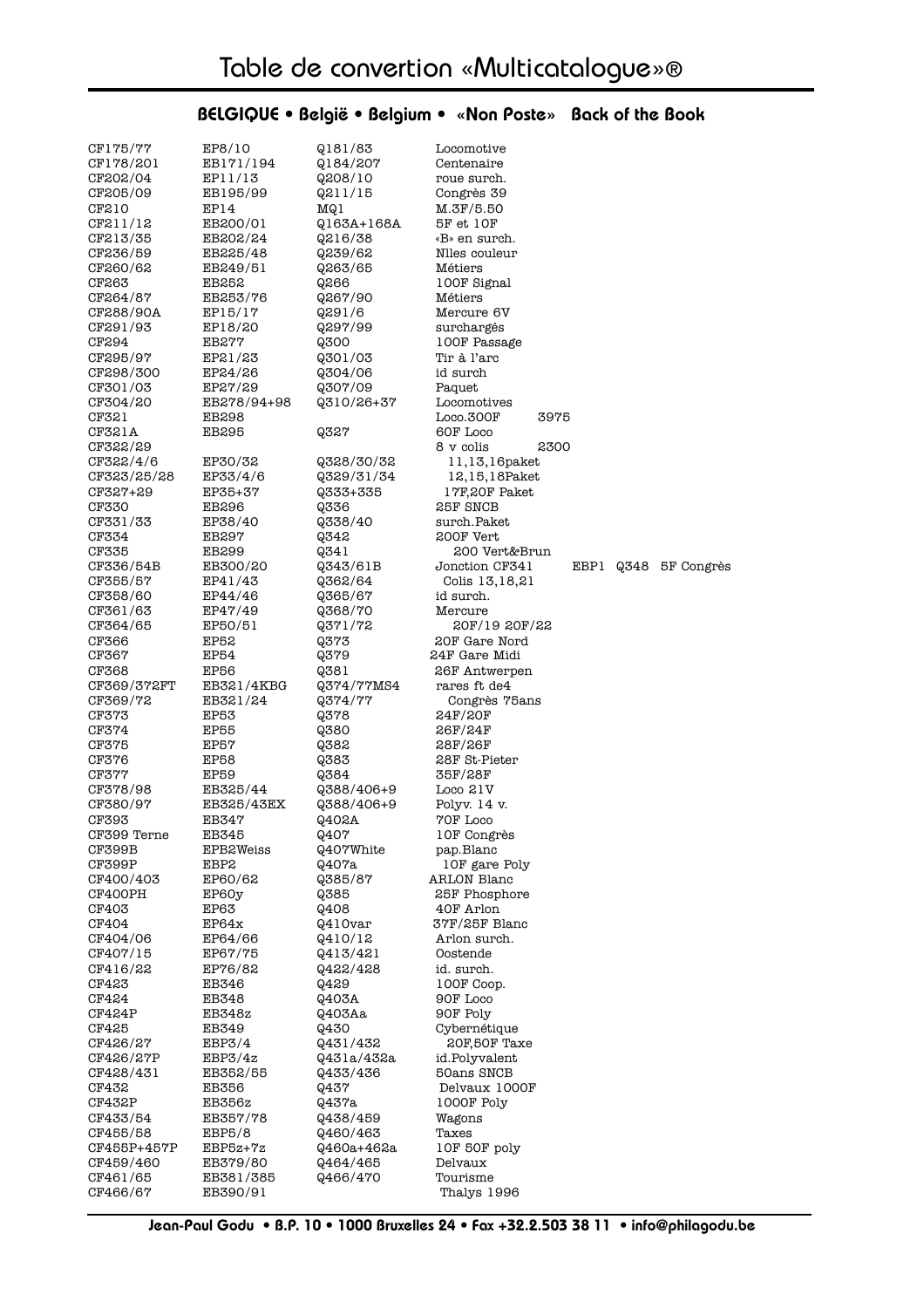# Table de convertion «Multicatalogue»®

## BELGIQUE • België • Belgium • «Non Poste» Back of the Book

| | | | | | |
|---|---|---|---|---|---|
| CF175/77 | EP8/10 | Q181/83 | Locomotive | | |
| CF178/201 | EB171/194 | Q184/207 | Centenaire | | |
| CF202/04 | EP11/13 | Q208/10 | roue surch. | | |
| CF205/09 | EB195/99 | Q211/15 | Congrès 39 | | |
| CF210 | EP14 | MQ1 | M.3F/5.50 | | |
| CF211/12 | EB200/01 | Q163A+168A | 5F et 10F | | |
| CF213/35 | EB202/24 | Q216/38 | «B» en surch. | | |
| CF236/59 | EB225/48 | Q239/62 | Nlles couleur | | |
| CF260/62 | EB249/51 | Q263/65 | Métiers | | |
| CF263 | EB252 | Q266 | 100F Signal | | |
| CF264/87 | EB253/76 | Q267/90 | Métiers | | |
| CF288/90A | EP15/17 | Q291/6 | Mercure 6V | | |
| CF291/93 | EP18/20 | Q297/99 | surchargés | | |
| CF294 | EB277 | Q300 | 100F Passage | | |
| CF295/97 | EP21/23 | Q301/03 | Tir à l'arc | | |
| CF298/300 | EP24/26 | Q304/06 | id surch | | |
| CF301/03 | EP27/29 | Q307/09 | Paquet | | |
| CF304/20 | EB278/94+98 | Q310/26+37 | Locomotives | | |
| CF321 | EB298 | | Loco.300F | 3975 | |
| CF321A | EB295 | Q327 | 60F Loco | | |
| CF322/29 | | | 8 v colis | 2300 | |
| CF322/4/6 | EP30/32 | Q328/30/32 | 11,13,16paket | | |
| CF323/25/28 | EP33/4/6 | Q329/31/34 | 12,15,18Paket | | |
| CF327+29 | EP35+37 | Q333+335 | 17F,20F Paket | | |
| CF330 | EB296 | Q336 | 25F SNCB | | |
| CF331/33 | EP38/40 | Q338/40 | surch.Paket | | |
| CF334 | EB297 | Q342 | 200F Vert | | |
| CF335 | EB299 | Q341 | 200 Vert&Brun | | |
| CF336/54B | EB300/20 | Q343/61B | Jonction CF341 | | EBP1 Q348 5F Congrès |
| CF355/57 | EP41/43 | Q362/64 | Colis 13,18,21 | | |
| CF358/60 | EP44/46 | Q365/67 | id surch. | | |
| CF361/63 | EP47/49 | Q368/70 | Mercure | | |
| CF364/65 | EP50/51 | Q371/72 | 20F/19 20F/22 | | |
| CF366 | EP52 | Q373 | 20F Gare Nord | | |
| CF367 | EP54 | Q379 | 24F Gare Midi | | |
| CF368 | EP56 | Q381 | 26F Antwerpen | | |
| CF369/372FT | EB321/4KBG | Q374/77MS4 | rares ft de4 | | |
| CF369/72 | EB321/24 | Q374/77 | Congrès 75ans | | |
| CF373 | EP53 | Q378 | 24F/20F | | |
| CF374 | EP55 | Q380 | 26F/24F | | |
| CF375 | EP57 | Q382 | 28F/26F | | |
| CF376 | EP58 | Q383 | 28F St-Pieter | | |
| CF377 | EP59 | Q384 | 35F/28F | | |
| CF378/98 | EB325/44 | Q388/406+9 | Loco 21V | | |
| CF380/97 | EB325/43EX | Q388/406+9 | Polyv. 14 v. | | |
| CF393 | EB347 | Q402A | 70F Loco | | |
| CF399 Terne | EB345 | Q407 | 10F Congrès | | |
| CF399B | EPB2Weiss | Q407White | pap.Blanc | | |
| CF399P | EBP2 | Q407a | 10F gare Poly | | |
| CF400/403 | EP60/62 | Q385/87 | ARLON Blanc | | |
| CF400PH | EP60y | Q385 | 25F Phosphore | | |
| CF403 | EP63 | Q408 | 40F Arlon | | |
| CF404 | EP64x | Q410var | 37F/25F Blanc | | |
| CF404/06 | EP64/66 | Q410/12 | Arlon surch. | | |
| CF407/15 | EP67/75 | Q413/421 | Oostende | | |
| CF416/22 | EP76/82 | Q422/428 | id. surch. | | |
| CF423 | EB346 | Q429 | 100F Coop. | | |
| CF424 | EB348 | Q403A | 90F Loco | | |
| CF424P | EB348z | Q403Aa | 90F Poly | | |
| CF425 | EB349 | Q430 | Cybernétique | | |
| CF426/27 | EBP3/4 | Q431/432 | 20F,50F Taxe | | |
| CF426/27P | EBP3/4z | Q431a/432a | id.Polyvalent | | |
| CF428/431 | EB352/55 | Q433/436 | 50ans SNCB | | |
| CF432 | EB356 | Q437 | Delvaux 1000F | | |
| CF432P | EB356z | Q437a | 1000F Poly | | |
| CF433/54 | EB357/78 | Q438/459 | Wagons | | |
| CF455/58 | EBP5/8 | Q460/463 | Taxes | | |
| CF455P+457P | EBP5z+7z | Q460a+462a | 10F 50F poly | | |
| CF459/460 | EB379/80 | Q464/465 | Delvaux | | |
| CF461/65 | EB381/385 | Q466/470 | Tourisme | | |
| CF466/67 | EB390/91 | | Thalys 1996 | | |

Jean-Paul Godu • B.P. 10 • 1000 Bruxelles 24 • Fax +32.2.503 38 11 • info@philagodu.be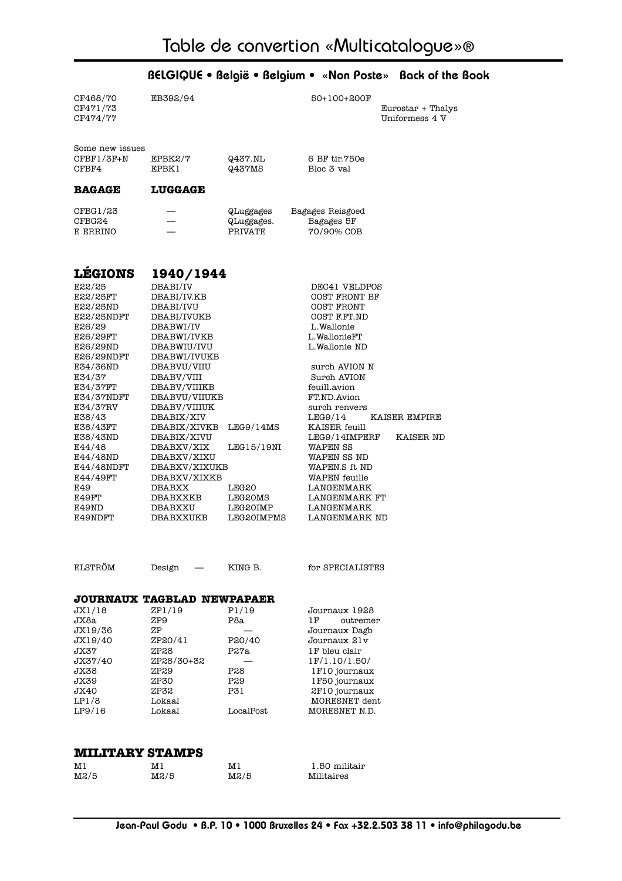# Table de convertion «Multicatalogue»®

## BELGIQUE • België • Belgium • «Non Poste» Back of the Book

| | | | | |
|---|---|---|---|---|
| CF468/70 | EB392/94 | | 50+100+200F | |
| CF471/73 | | | | Eurostar + Thalys |
| CF474/77 | | | | Uniformess 4 V |

Some new issues

| | | | |
|---|---|---|---|
| CFBF1/3F+N | EPBK2/7 | Q437.NL | 6 BF tir.750e |
| CFBF4 | EPBK1 | Q437MS | Bloc 3 val |

### BAGAGE LUGGAGE

| | | | |
|---|---|---|---|
| CFBG1/23 | — | QLuggages | Bagages Reisgoed |
| CFBG24 | — | QLuggages. | Bagages 5F |
| E ERRINO | — | PRIVATE | 70/90% COB |

## LÉGIONS 1940/1944

| | | | | |
|---|---|---|---|---|
| E22/25 | DBABI/IV | | DEC41 VELDPOS | |
| E22/25FT | DBABI/IV.KB | | OOST FRONT BF | |
| E22/25ND | DBABI/IVU | | OOST FRONT | |
| E22/25NDFT | DBABI/IVUKB | | OOST F.FT.ND | |
| E26/29 | DBABWI/IV | | L.Wallonie | |
| E26/29FT | DBABWI/IVKB | | L.WallonieFT | |
| E26/29ND | DBABWIU/IVU | | L.Wallonie ND | |
| E26/29NDFT | DBABWI/IVUKB | | | |
| E34/36ND | DBABVU/VIIU | | surch AVION N | |
| E34/37 | DBABV/VIII | | Surch AVION | |
| E34/37FT | DBABV/VIIIKB | | feuill.avion | |
| E34/37NDFT | DBABVU/VIIUKB | | FT.ND.Avion | |
| E34/37RV | DBABV/VIIIUK | | surch renvers | |
| E38/43 | DBABIX/XIV | | LEG9/14 | KAISER EMPIRE |
| E38/43FT | DBABIX/XIVKB | LEG9/14MS | KAISER feuill | |
| E38/43ND | DBABIX/XIVU | | LEG9/14IMPERF | KAISER ND |
| E44/48 | DBABXV/XIX | LEG15/19NI | WAPEN SS | |
| E44/48ND | DBABXV/XIXU | | WAPEN SS ND | |
| E44/48NDFT | DBABXV/XIXUKB | | WAPEN.S ft ND | |
| E44/49FT | DBABXV/XIXKB | | WAPEN feuille | |
| E49 | DBABXX | LEG20 | LANGENMARK | |
| E49FT | DBABXXKB | LEG20MS | LANGENMARK FT | |
| E49ND | DBABXXU | LEG20IMP | LANGENMARK | |
| E49NDFT | DBABXXUKB | LEG20IMPMS | LANGENMARK ND | |

| | | | |
|---|---|---|---|
| ELSTRÖM | Design — | KING B. | for SPECIALISTES |

### JOURNAUX TAGBLAD NEWPAPAER

| | | | |
|---|---|---|---|
| JX1/18 | ZP1/19 | P1/19 | Journaux 1928 |
| JX8a | ZP9 | P8a | 1F outremer |
| JX19/36 | ZP | — | Journaux Dagb |
| JX19/40 | ZP20/41 | P20/40 | Journaux 21v |
| JX37 | ZP28 | P27a | 1F bleu clair |
| JX37/40 | ZP28/30+32 | — | 1F/1.10/1.50/ |
| JX38 | ZP29 | P28 | 1F10 journaux |
| JX39 | ZP30 | P29 | 1F50 journaux |
| JX40 | ZP32 | P31 | 2F10 journaux |
| LP1/8 | Lokaal | | MORESNET dent |
| LP9/16 | Lokaal | LocalPost | MORESNET N.D. |

### MILITARY STAMPS

| | | | |
|---|---|---|---|
| M1 | M1 | M1 | 1.50 militair |
| M2/5 | M2/5 | M2/5 | Militaires |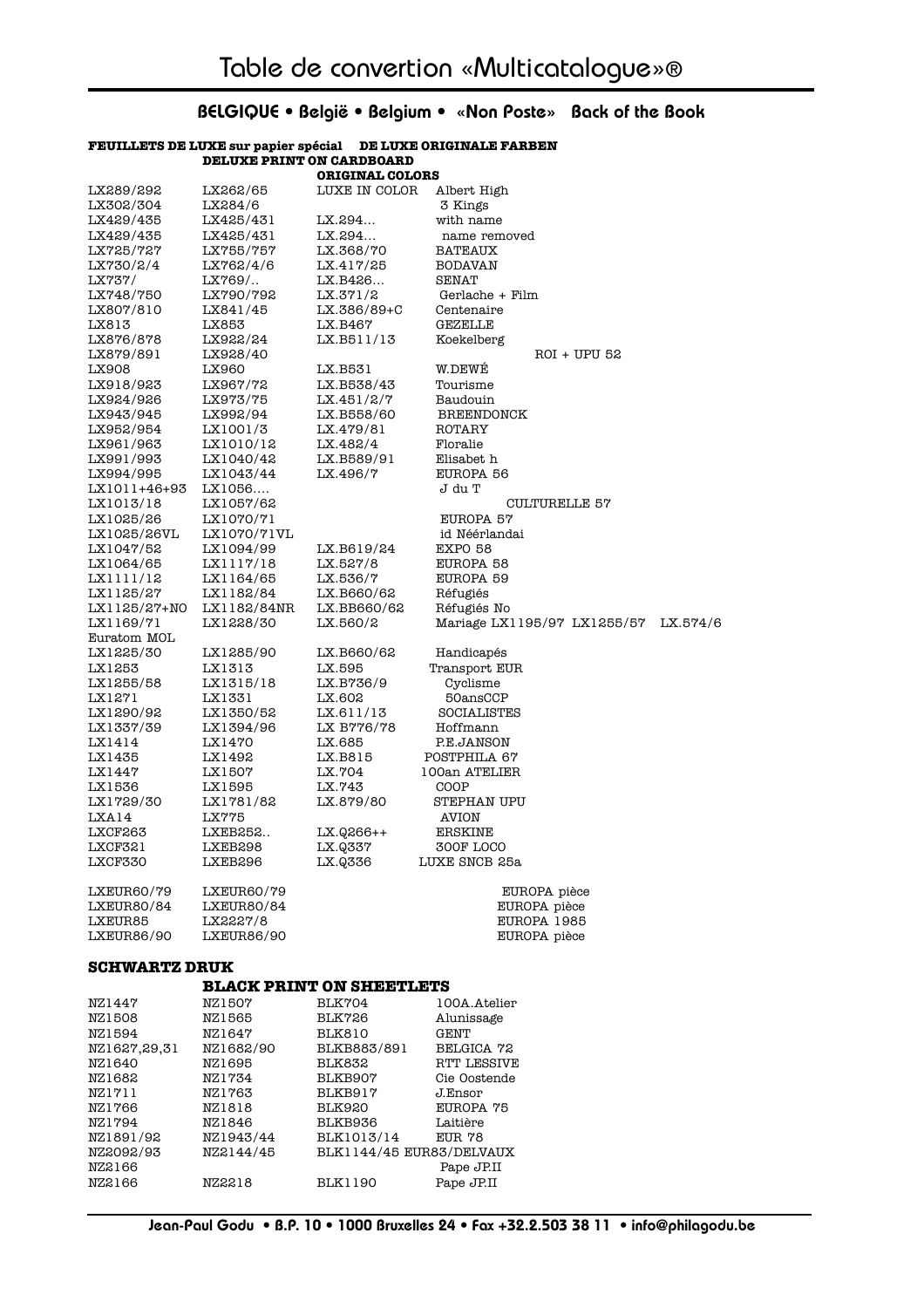# Table de convertion «Multicatalogue»®

## BELGIQUE • België • Belgium • «Non Poste» Back of the Book

**FEUILLETS DE LUXE sur papier spécial** | **DE LUXE ORIGINALE FARBEN**
**DELUXE PRINT ON CARDBOARD**
**ORIGINAL COLORS**

| | | | |
|---|---|---|---|
| LX289/292 | LX262/65 | LUXE IN COLOR | Albert High |
| LX302/304 | LX284/6 | | 3 Kings |
| LX429/435 | LX425/431 | LX.294... | with name |
| LX429/435 | LX425/431 | LX.294... | name removed |
| LX725/727 | LX755/757 | LX.368/70 | BATEAUX |
| LX730/2/4 | LX762/4/6 | LX.417/25 | BODAVAN |
| LX737/ | LX769/.. | LX.B426... | SENAT |
| LX748/750 | LX790/792 | LX.371/2 | Gerlache + Film |
| LX807/810 | LX841/45 | LX.386/89+C | Centenaire |
| LX813 | LX853 | LX.B467 | GEZELLE |
| LX876/878 | LX922/24 | LX.B511/13 | Koekelberg |
| LX879/891 | LX928/40 | | ROI + UPU 52 |
| LX908 | LX960 | LX.B531 | W.DEWÉ |
| LX918/923 | LX967/72 | LX.B538/43 | Tourisme |
| LX924/926 | LX973/75 | LX.451/2/7 | Baudouin |
| LX943/945 | LX992/94 | LX.B558/60 | BREENDONCK |
| LX952/954 | LX1001/3 | LX.479/81 | ROTARY |
| LX961/963 | LX1010/12 | LX.482/4 | Floralie |
| LX991/993 | LX1040/42 | LX.B589/91 | Elisabet h |
| LX994/995 | LX1043/44 | LX.496/7 | EUROPA 56 |
| LX1011+46+93 | LX1056.... | | J du T |
| LX1013/18 | LX1057/62 | | CULTURELLE 57 |
| LX1025/26 | LX1070/71 | | EUROPA 57 |
| LX1025/26VL | LX1070/71VL | | id Néérlandai |
| LX1047/52 | LX1094/99 | LX.B619/24 | EXPO 58 |
| LX1064/65 | LX1117/18 | LX.527/8 | EUROPA 58 |
| LX1111/12 | LX1164/65 | LX.536/7 | EUROPA 59 |
| LX1125/27 | LX1182/84 | LX.B660/62 | Réfugiés |
| LX1125/27+NO | LX1182/84NR | LX.BB660/62 | Réfugiés No |
| LX1169/71 | LX1228/30 | LX.560/2 | Mariage LX1195/97 LX1255/57 LX.574/6 |
| Euratom MOL | | | |
| LX1225/30 | LX1285/90 | LX.B660/62 | Handicapés |
| LX1253 | LX1313 | LX.595 | Transport EUR |
| LX1255/58 | LX1315/18 | LX.B736/9 | Cyclisme |
| LX1271 | LX1331 | LX.602 | 50ansCCP |
| LX1290/92 | LX1350/52 | LX.611/13 | SOCIALISTES |
| LX1337/39 | LX1394/96 | LX B776/78 | Hoffmann |
| LX1414 | LX1470 | LX.685 | P.E.JANSON |
| LX1435 | LX1492 | LX.B815 | POSTPHILA 67 |
| LX1447 | LX1507 | LX.704 | 100an ATELIER |
| LX1536 | LX1595 | LX.743 | COOP |
| LX1729/30 | LX1781/82 | LX.879/80 | STEPHAN UPU |
| LXA14 | LX775 | | AVION |
| LXCF263 | LXEB252.. | LX.Q266++ | ERSKINE |
| LXCF321 | LXEB298 | LX.Q337 | 300F LOCO |
| LXCF330 | LXEB296 | LX.Q336 | LUXE SNCB 25a |
| LXEUR60/79 | LXEUR60/79 | | EUROPA pièce |
| LXEUR80/84 | LXEUR80/84 | | EUROPA pièce |
| LXEUR85 | LX2227/8 | | EUROPA 1985 |
| LXEUR86/90 | LXEUR86/90 | | EUROPA pièce |

### SCHWARTZ DRUK

**BLACK PRINT ON SHEETLETS**

| | | | |
|---|---|---|---|
| NZ1447 | NZ1507 | BLK704 | 100A.Atelier |
| NZ1508 | NZ1565 | BLK726 | Alunissage |
| NZ1594 | NZ1647 | BLK810 | GENT |
| NZ1627,29,31 | NZ1682/90 | BLKB883/891 | BELGICA 72 |
| NZ1640 | NZ1695 | BLK832 | RTT LESSIVE |
| NZ1682 | NZ1734 | BLKB907 | Cie Oostende |
| NZ1711 | NZ1763 | BLKB917 | J.Ensor |
| NZ1766 | NZ1818 | BLK920 | EUROPA 75 |
| NZ1794 | NZ1846 | BLKB936 | Laitière |
| NZ1891/92 | NZ1943/44 | BLK1013/14 | EUR 78 |
| NZ2092/93 | NZ2144/45 | BLK1144/45 EUR83/DELVAUX | |
| NZ2166 | | | Pape JP.II |
| NZ2166 | NZ2218 | BLK1190 | Pape JP.II |

Jean-Paul Godu • B.P. 10 • 1000 Bruxelles 24 • Fax +32.2.503 38 11 • info@philagodu.be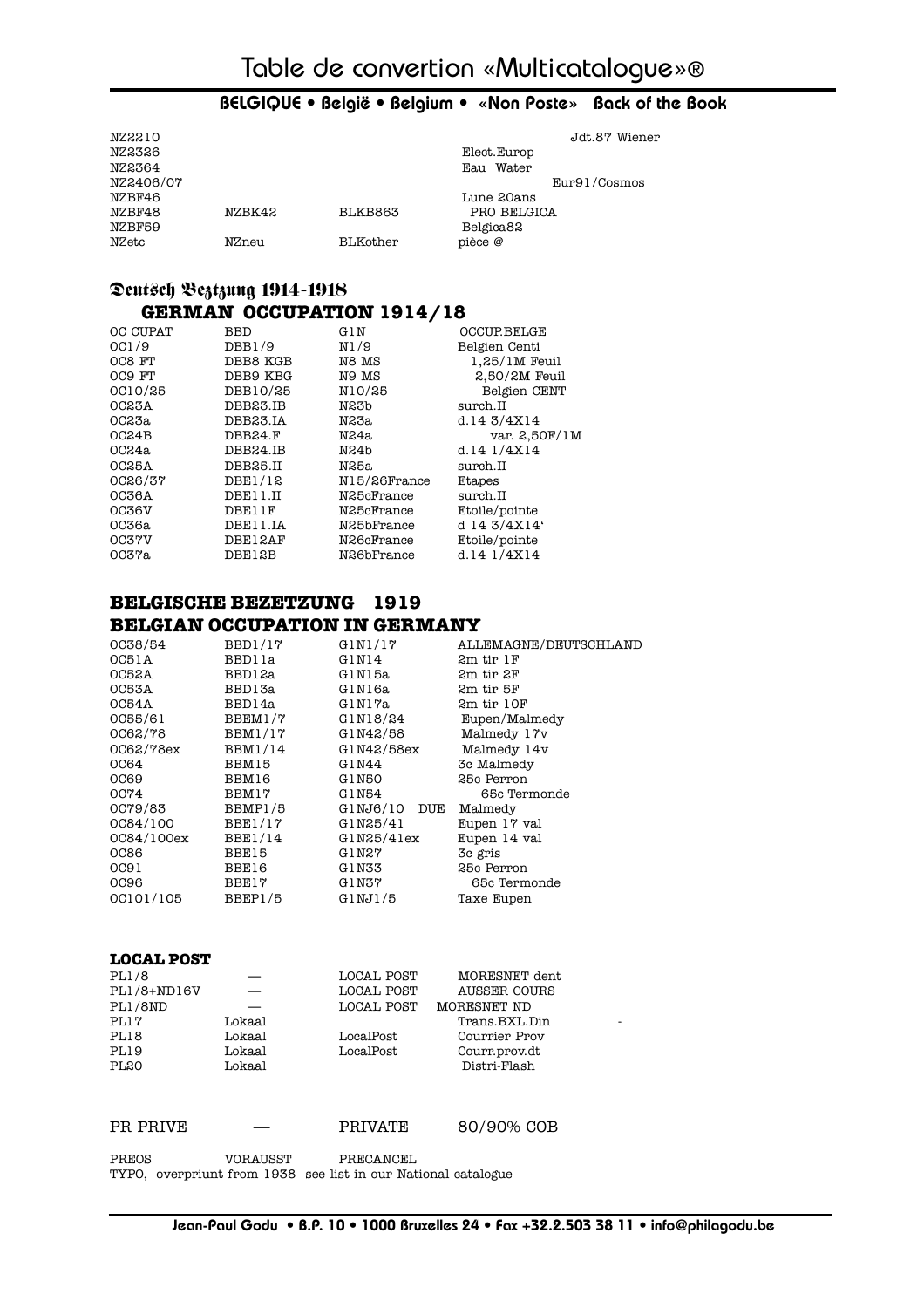# Table de convertion «Multicatalogue»®

## BELGIQUE • België • Belgium • «Non Poste» Back of the Book

| | | | |
|---|---|---|---|
| NZ2210 | | | Jdt.87 Wiener |
| NZ2326 | | | Elect.Europ |
| NZ2364 | | | Eau Water |
| NZ2406/07 | | | Eur91/Cosmos |
| NZBF46 | | | Lune 20ans |
| NZBF48 | NZBK42 | BLKB863 | PRO BELGICA |
| NZBF59 | | | Belgica82 |
| NZetc | NZneu | BLKother | pièce @ |

## Deutsch Beztzung 1914-1918
## GERMAN OCCUPATION 1914/18

| OC CUPAT | BBD | G1N | OCCUP.BELGE |
|---|---|---|---|
| OC1/9 | DBB1/9 | N1/9 | Belgien Centi |
| OC8 FT | DBB8 KGB | N8 MS | 1,25/1M Feuil |
| OC9 FT | DBB9 KBG | N9 MS | 2,50/2M Feuil |
| OC10/25 | DBB10/25 | N10/25 | Belgien CENT |
| OC23A | DBB23.IB | N23b | surch.II |
| OC23a | DBB23.IA | N23a | d.14 3/4X14 |
| OC24B | DBB24.F | N24a | var. 2,50F/1M |
| OC24a | DBB24.IB | N24b | d.14 1/4X14 |
| OC25A | DBB25.II | N25a | surch.II |
| OC26/37 | DBE1/12 | N15/26France | Etapes |
| OC36A | DBE11.II | N25cFrance | surch.II |
| OC36V | DBE11F | N25cFrance | Etoile/pointe |
| OC36a | DBE11.IA | N25bFrance | d 14 3/4X14‘ |
| OC37V | DBE12AF | N26cFrance | Etoile/pointe |
| OC37a | DBE12B | N26bFrance | d.14 1/4X14 |

## BELGISCHE BEZETZUNG 1919
## BELGIAN OCCUPATION IN GERMANY

| OC38/54 | BBD1/17 | G1N1/17 | ALLEMAGNE/DEUTSCHLAND |
|---|---|---|---|
| OC51A | BBD11a | G1N14 | 2m tir 1F |
| OC52A | BBD12a | G1N15a | 2m tir 2F |
| OC53A | BBD13a | G1N16a | 2m tir 5F |
| OC54A | BBD14a | G1N17a | 2m tir 10F |
| OC55/61 | BBEM1/7 | G1N18/24 | Eupen/Malmedy |
| OC62/78 | BBM1/17 | G1N42/58 | Malmedy 17v |
| OC62/78ex | BBM1/14 | G1N42/58ex | Malmedy 14v |
| OC64 | BBM15 | G1N44 | 3c Malmedy |
| OC69 | BBM16 | G1N50 | 25c Perron |
| OC74 | BBM17 | G1N54 | 65c Termonde |
| OC79/83 | BBMP1/5 | G1NJ6/10 DUE | Malmedy |
| OC84/100 | BBE1/17 | G1N25/41 | Eupen 17 val |
| OC84/100ex | BBE1/14 | G1N25/41ex | Eupen 14 val |
| OC86 | BBE15 | G1N27 | 3c gris |
| OC91 | BBE16 | G1N33 | 25c Perron |
| OC96 | BBE17 | G1N37 | 65c Termonde |
| OC101/105 | BBEP1/5 | G1NJ1/5 | Taxe Eupen |

### LOCAL POST

| | | | |
|---|---|---|---|
| PL1/8 | — | LOCAL POST | MORESNET dent |
| PL1/8+ND16V | — | LOCAL POST | AUSSER COURS |
| PL1/8ND | — | LOCAL POST | MORESNET ND |
| PL17 | Lokaal | | Trans.BXL.Din |
| PL18 | Lokaal | LocalPost | Courrier Prov |
| PL19 | Lokaal | LocalPost | Courr.prov.dt |
| PL20 | Lokaal | | Distri-Flash |

| | | | |
|---|---|---|---|
| PR PRIVE | — | PRIVATE | 80/90% COB |

| | | |
|---|---|---|
| PREOS | VORAUSST | PRECANCEL |

TYPO, overpriunt from 1938 see list in our National catalogue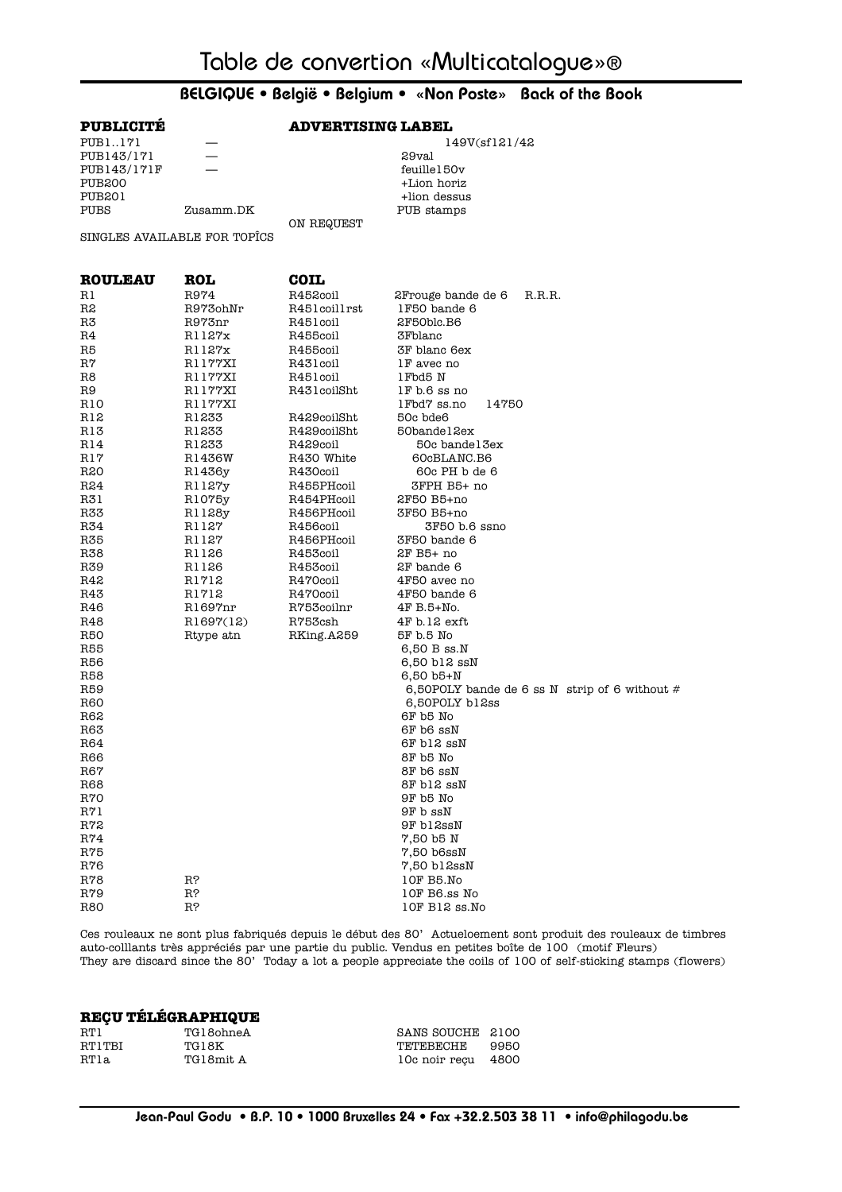# Table de convertion «Multicatalogue»®

## BELGIQUE • België • Belgium • «Non Poste» Back of the Book

| PUBLICITÉ | | ADVERTISING LABEL | |
|---|---|---|---|
| PUB1..171 | — | | 149V(sf121/42 |
| PUB143/171 | — | | 29val |
| PUB143/171F | — | | feuille150v |
| PUB200 | | | +Lion horiz |
| PUB201 | | | +lion dessus |
| PUBS | Zusamm.DK | | PUB stamps |
| | | ON REQUEST | |

SINGLES AVAILABLE FOR TOPÎCS

| ROULEAU | ROL | COIL | |
|---|---|---|---|
| R1 | R974 | R452coil | 2Frouge bande de 6 R.R.R. |
| R2 | R973ohNr | R451coil1rst | 1F50 bande 6 |
| R3 | R973nr | R451coil | 2F50blc.B6 |
| R4 | R1127x | R455coil | 3Fblanc |
| R5 | R1127x | R455coil | 3F blanc 6ex |
| R7 | R1177XI | R431coil | 1F avec no |
| R8 | R1177XI | R451coil | 1Fbd5 N |
| R9 | R1177XI | R431coilSht | 1F b.6 ss no |
| R10 | R1177XI | | 1Fbd7 ss.no 14750 |
| R12 | R1233 | R429coilSht | 50c bde6 |
| R13 | R1233 | R429coilSht | 50bande12ex |
| R14 | R1233 | R429coil | 50c bande13ex |
| R17 | R1436W | R430 White | 60cBLANC.B6 |
| R20 | R1436y | R430coil | 60c PH b de 6 |
| R24 | R1127y | R455PHcoil | 3FPH B5+ no |
| R31 | R1075y | R454PHcoil | 2F50 B5+no |
| R33 | R1128y | R456PHcoil | 3F50 B5+no |
| R34 | R1127 | R456coil | 3F50 b.6 ssno |
| R35 | R1127 | R456PHcoil | 3F50 bande 6 |
| R38 | R1126 | R453coil | 2F B5+ no |
| R39 | R1126 | R453coil | 2F bande 6 |
| R42 | R1712 | R470coil | 4F50 avec no |
| R43 | R1712 | R470coil | 4F50 bande 6 |
| R46 | R1697nr | R753coilnr | 4F B.5+No. |
| R48 | R1697(12) | R753csh | 4F b.12 exft |
| R50 | Rtype atn | RKing.A259 | 5F b.5 No |
| R55 | | | 6,50 B ss.N |
| R56 | | | 6,50 b12 ssN |
| R58 | | | 6,50 b5+N |
| R59 | | | 6,50POLY bande de 6 ss N strip of 6 without # |
| R60 | | | 6,50POLY b12ss |
| R62 | | | 6F b5 No |
| R63 | | | 6F b6 ssN |
| R64 | | | 6F b12 ssN |
| R66 | | | 8F b5 No |
| R67 | | | 8F b6 ssN |
| R68 | | | 8F b12 ssN |
| R70 | | | 9F b5 No |
| R71 | | | 9F b ssN |
| R72 | | | 9F b12ssN |
| R74 | | | 7,50 b5 N |
| R75 | | | 7,50 b6ssN |
| R76 | | | 7,50 b12ssN |
| R78 | R? | | 10F B5.No |
| R79 | R? | | 10F B6.ss No |
| R80 | R? | | 10F B12 ss.No |

Ces rouleaux ne sont plus fabriqués depuis le début des 80' Actueloement sont produit des rouleaux de timbres auto-colllants très appréciés par une partie du public. Vendus en petites boîte de 100 (motif Fleurs)
They are discard since the 80' Today a lot a people appreciate the coils of 100 of self-sticking stamps (flowers)

| REÇU TÉLÉGRAPHIQUE | | | |
|---|---|---|---|
| RT1 | TG18ohneA | SANS SOUCHE | 2100 |
| RT1TBI | TG18K | TETEBECHE | 9950 |
| RT1a | TG18mit A | 10c noir reçu | 4800 |

Jean-Paul Godu • B.P. 10 • 1000 Bruxelles 24 • Fax +32.2.503 38 11 • info@philagodu.be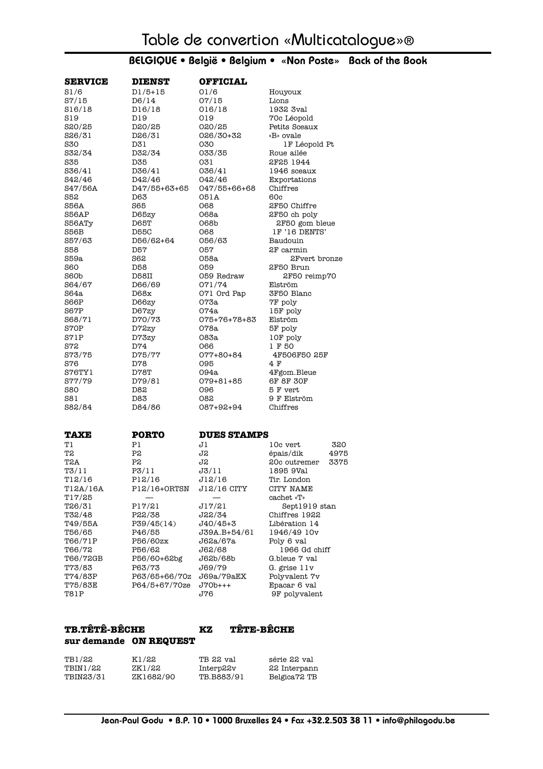# Table de convertion «Multicatalogue»®

## BELGIQUE • België • Belgium • «Non Poste» Back of the Book

| SERVICE | DIENST | OFFICIAL | |
|---|---|---|---|
| S1/6 | D1/5+15 | O1/6 | Houyoux |
| S7/15 | D6/14 | O7/15 | Lions |
| S16/18 | D16/18 | O16/18 | 1932 3val |
| S19 | D19 | O19 | 70c Léopold |
| S20/25 | D20/25 | O20/25 | Petits Sceaux |
| S26/31 | D26/31 | O26/30+32 | «B» ovale |
| S30 | D31 | O30 | 1F Léopold Pt |
| S32/34 | D32/34 | O33/35 | Roue ailée |
| S35 | D35 | O31 | 2F25 1944 |
| S36/41 | D36/41 | O36/41 | 1946 sceaux |
| S42/46 | D42/46 | O42/46 | Exportations |
| S47/56A | D47/55+63+65 | O47/55+66+68 | Chiffres |
| S52 | D63 | O51A | 60c |
| S56A | S65 | O68 | 2F50 Chiffre |
| S56AP | D65zy | O68a | 2F50 ch poly |
| S56ATy | D65T | O68b | 2F50 gom bleue |
| S56B | D55C | O68 | 1F '16 DENTS' |
| S57/63 | D56/62+64 | O56/63 | Baudouin |
| S58 | D57 | O57 | 2F carmin |
| S59a | S62 | O58a | 2Fvert bronze |
| S60 | D58 | O59 | 2F50 Brun |
| S60b | D58II | O59 Redraw | 2F50 reimp70 |
| S64/67 | D66/69 | O71/74 | Elström |
| S64a | D68x | O71 Ord Pap | 3F50 Blanc |
| S66P | D66zy | O73a | 7F poly |
| S67P | D67zy | O74a | 15F poly |
| S68/71 | D70/73 | O75+76+78+83 | Elström |
| S70P | D72zy | O78a | 5F poly |
| S71P | D73zy | O83a | 10F poly |
| S72 | D74 | O66 | 1 F 50 |
| S73/75 | D75/77 | O77+80+84 | 4F506F50 25F |
| S76 | D78 | O95 | 4 F |
| S76TY1 | D78T | O94a | 4Fgom.Bleue |
| S77/79 | D79/81 | O79+81+85 | 6F 8F 30F |
| S80 | D82 | O96 | 5 F vert |
| S81 | D83 | O82 | 9 F Elström |
| S82/84 | D84/86 | O87+92+94 | Chiffres |

| TAXE | PORTO | DUES STAMPS | | |
|---|---|---|---|---|
| T1 | P1 | J1 | 10c vert | 320 |
| T2 | P2 | J2 | épais/dik | 4975 |
| T2A | P2 | J2 | 20c outremer | 3375 |
| T3/11 | P3/11 | J3/11 | 1895 9Val | |
| T12/16 | P12/16 | J12/16 | Tir. London | |
| T12A/16A | P12/16+ORTSN | J12/16 CITY | CITY NAME | |
| T17/25 | — | — | cachet «T» | |
| T26/31 | P17/21 | J17/21 | Sept1919 stan | |
| T32/48 | P22/38 | J22/34 | Chiffres 1922 | |
| T49/55A | P39/45(14) | J40/45+3 | Libération 14 | |
| T56/65 | P46/55 | J39A.B+54/61 | 1946/49 10v | |
| T66/71P | P56/60zx | J62a/67a | Poly 6 val | |
| T66/72 | P56/62 | J62/68 | 1966 Gd chiff | |
| T66/72GB | P56/60+62bg | J62b/68b | G.bleue 7 val | |
| T73/83 | P63/73 | J69/79 | G. grise 11v | |
| T74/83P | P63/65+66/70z | J69a/79aEX | Polyvalent 7v | |
| T75/83E | P64/5+67/70ze | J70b+++ | Epacar 6 val | |
| T81P | | J76 | 9F polyvalent | |

| TB.TÊTÊ-BÊCHE | KZ | TÊTE-BÊCHE | |
|---|---|---|---|
| sur demande | ON REQUEST | | |
| TB1/22 | K1/22 | TB 22 val | série 22 val |
| TBIN1/22 | ZK1/22 | Interp22v | 22 Interpann |
| TBIN23/31 | ZK1682/90 | TB.B883/91 | Belgica72 TB |

Jean-Paul Godu • B.P. 10 • 1000 Bruxelles 24 • Fax +32.2.503 38 11 • info@philagodu.be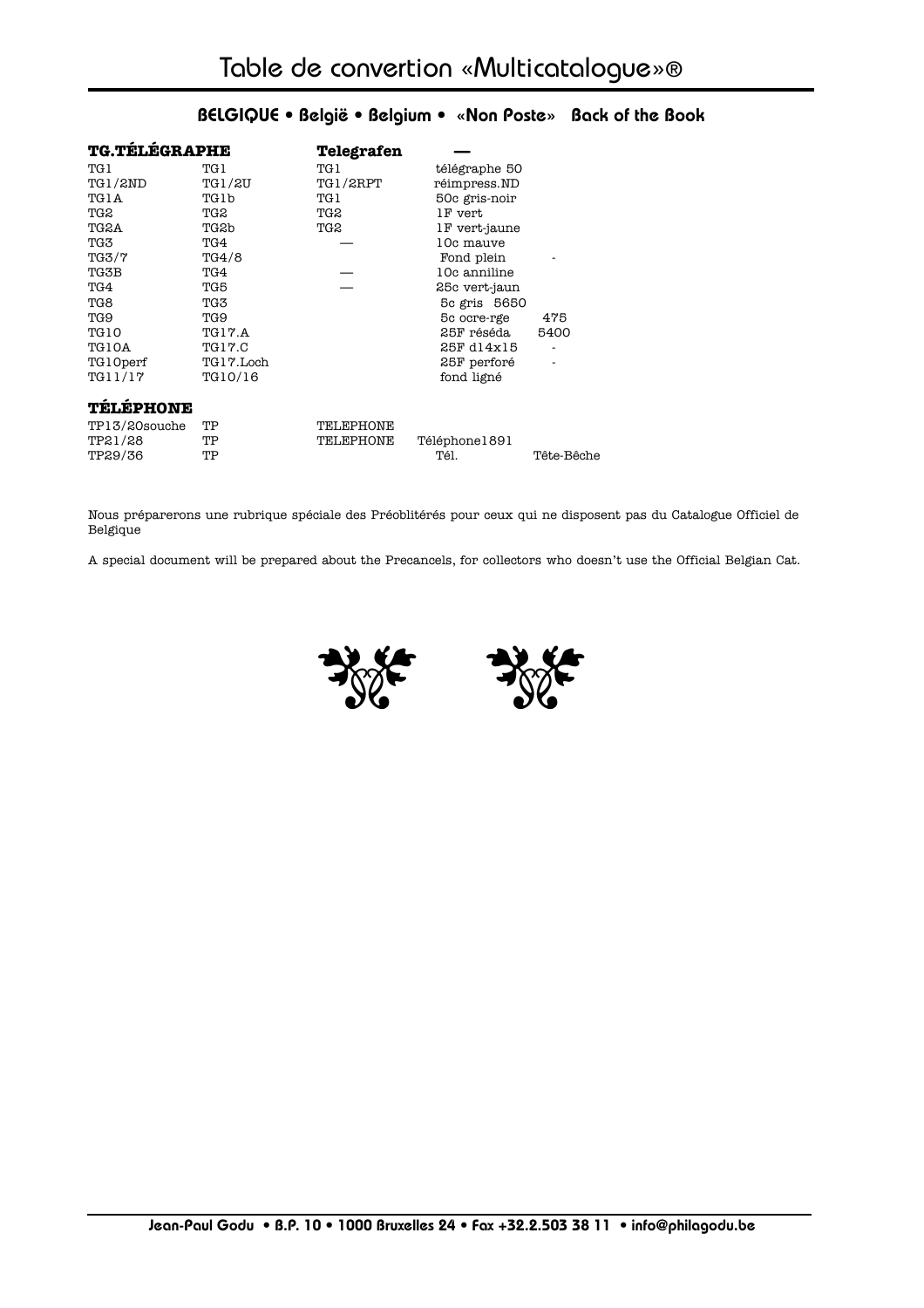# Table de convertion «Multicatalogue»®

## BELGIQUE • België • Belgium • «Non Poste» Back of the Book

| **TG.TÉLÉGRAPHE** | | **Telegrafen** | **—** | |
|---|---|---|---|---|
| TG1 | TG1 | TG1 | télégraphe 50 | |
| TG1/2ND | TG1/2U | TG1/2RPT | réimpress.ND | |
| TG1A | TG1b | TG1 | 50c gris-noir | |
| TG2 | TG2 | TG2 | 1F vert | |
| TG2A | TG2b | TG2 | 1F vert-jaune | |
| TG3 | TG4 | — | 10c mauve | |
| TG3/7 | TG4/8 | | Fond plein | - |
| TG3B | TG4 | — | 10c anniline | |
| TG4 | TG5 | — | 25c vert-jaun | |
| TG8 | TG3 | | 5c gris 5650 | |
| TG9 | TG9 | | 5c ocre-rge | 475 |
| TG10 | TG17.A | | 25F réséda | 5400 |
| TG10A | TG17.C | | 25F d14x15 | - |
| TG10perf | TG17.Loch | | 25F perforé | - |
| TG11/17 | TG10/16 | | fond ligné | |

**TÉLÉPHONE**

| | | | | |
|---|---|---|---|---|
| TP13/20souche | TP | TELEPHONE | | |
| TP21/28 | TP | TELEPHONE | Téléphone1891 | |
| TP29/36 | TP | | Tél. | Tête-Bêche |

Nous préparerons une rubrique spéciale des Préoblitérés pour ceux qui ne disposent pas du Catalogue Officiel de Belgique

A special document will be prepared about the Precancels, for collectors who doesn't use the Official Belgian Cat.